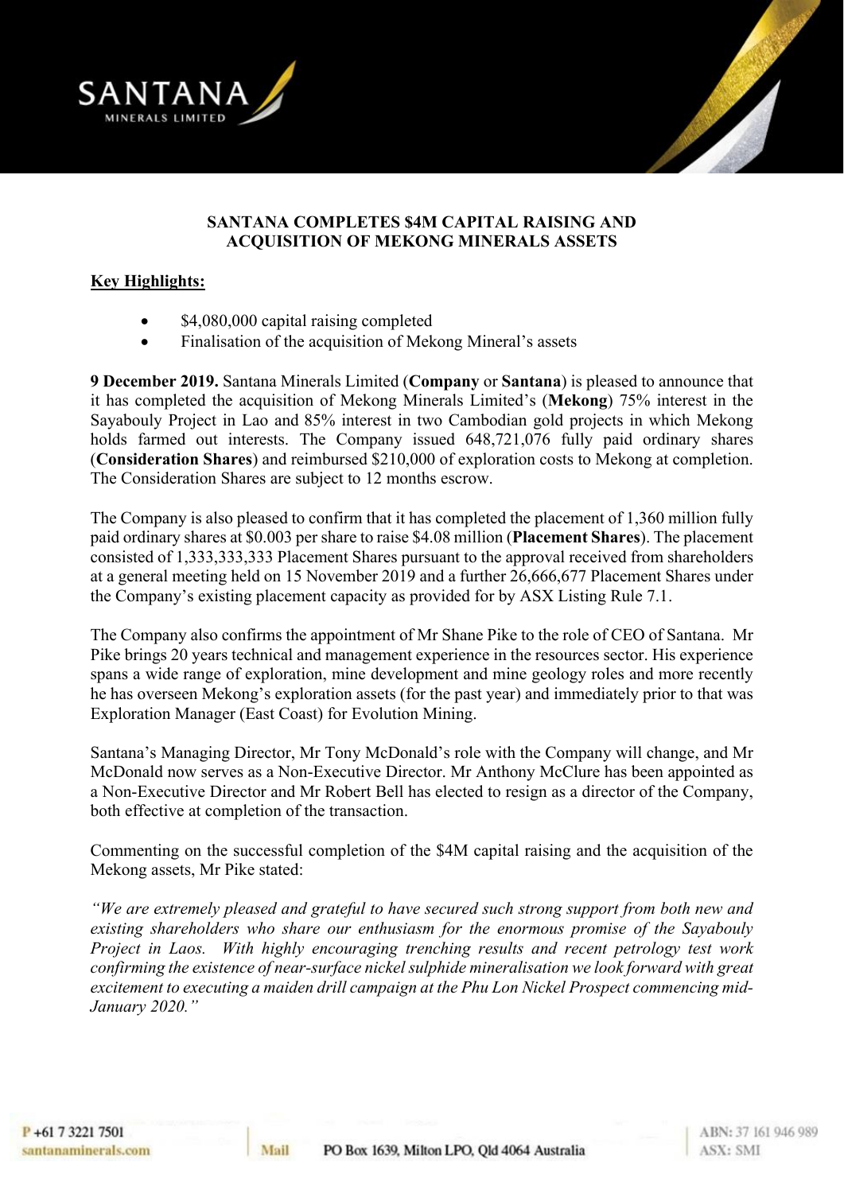# SANTANA COMPLETES $4M CAPITAL RAISING AND ACQUISITION OF MEKONG MINERALS ASSETS

## Key Highlights:

- $4,080,000 capital raising completed
- Finalisation of the acquisition of Mekong Mineral's assets

**9 December 2019.** Santana Minerals Limited (**Company** or **Santana**) is pleased to announce that it has completed the acquisition of Mekong Minerals Limited's (**Mekong**) 75% interest in the Sayabouly Project in Lao and 85% interest in two Cambodian gold projects in which Mekong holds farmed out interests. The Company issued 648,721,076 fully paid ordinary shares (**Consideration Shares**) and reimbursed $210,000 of exploration costs to Mekong at completion. The Consideration Shares are subject to 12 months escrow.

The Company is also pleased to confirm that it has completed the placement of 1,360 million fully paid ordinary shares at $0.003 per share to raise $4.08 million (**Placement Shares**). The placement consisted of 1,333,333,333 Placement Shares pursuant to the approval received from shareholders at a general meeting held on 15 November 2019 and a further 26,666,677 Placement Shares under the Company's existing placement capacity as provided for by ASX Listing Rule 7.1.

The Company also confirms the appointment of Mr Shane Pike to the role of CEO of Santana. Mr Pike brings 20 years technical and management experience in the resources sector. His experience spans a wide range of exploration, mine development and mine geology roles and more recently he has overseen Mekong's exploration assets (for the past year) and immediately prior to that was Exploration Manager (East Coast) for Evolution Mining.

Santana's Managing Director, Mr Tony McDonald's role with the Company will change, and Mr McDonald now serves as a Non-Executive Director. Mr Anthony McClure has been appointed as a Non-Executive Director and Mr Robert Bell has elected to resign as a director of the Company, both effective at completion of the transaction.

Commenting on the successful completion of the $4M capital raising and the acquisition of the Mekong assets, Mr Pike stated:

*"We are extremely pleased and grateful to have secured such strong support from both new and existing shareholders who share our enthusiasm for the enormous promise of the Sayabouly Project in Laos. With highly encouraging trenching results and recent petrology test work confirming the existence of near-surface nickel sulphide mineralisation we look forward with great excitement to executing a maiden drill campaign at the Phu Lon Nickel Prospect commencing mid-January 2020."*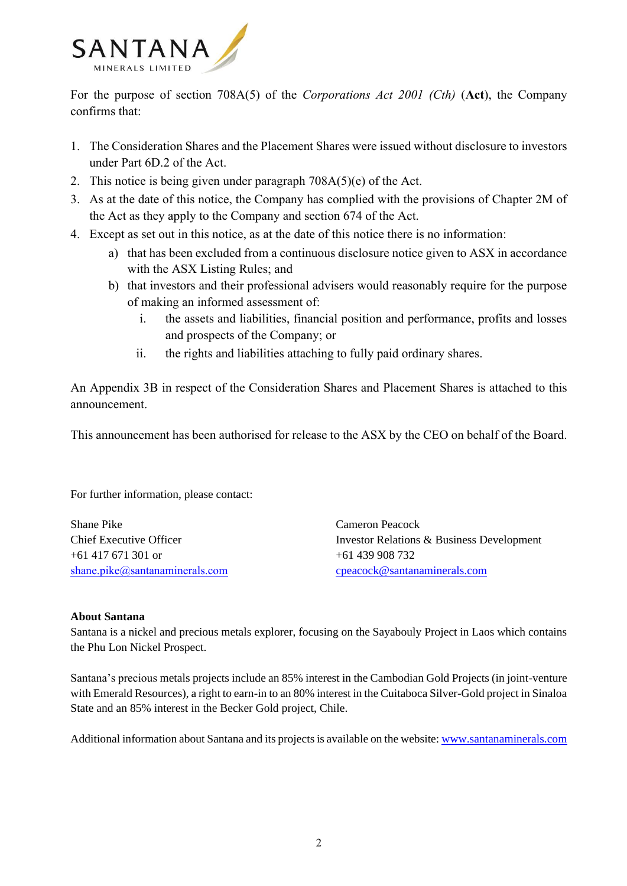For the purpose of section 708A(5) of the *Corporations Act 2001 (Cth)* (**Act**), the Company confirms that:

1. The Consideration Shares and the Placement Shares were issued without disclosure to investors under Part 6D.2 of the Act.
2. This notice is being given under paragraph 708A(5)(e) of the Act.
3. As at the date of this notice, the Company has complied with the provisions of Chapter 2M of the Act as they apply to the Company and section 674 of the Act.
4. Except as set out in this notice, as at the date of this notice there is no information:
   a) that has been excluded from a continuous disclosure notice given to ASX in accordance with the ASX Listing Rules; and
   b) that investors and their professional advisers would reasonably require for the purpose of making an informed assessment of:
      i. the assets and liabilities, financial position and performance, profits and losses and prospects of the Company; or
      ii. the rights and liabilities attaching to fully paid ordinary shares.

An Appendix 3B in respect of the Consideration Shares and Placement Shares is attached to this announcement.

This announcement has been authorised for release to the ASX by the CEO on behalf of the Board.

For further information, please contact:

Shane Pike
Chief Executive Officer
+61 417 671 301 or
shane.pike@santanaminerals.com

Cameron Peacock
Investor Relations & Business Development
+61 439 908 732
cpeacock@santanaminerals.com

**About Santana**

Santana is a nickel and precious metals explorer, focusing on the Sayabouly Project in Laos which contains the Phu Lon Nickel Prospect.

Santana's precious metals projects include an 85% interest in the Cambodian Gold Projects (in joint-venture with Emerald Resources), a right to earn-in to an 80% interest in the Cuitaboca Silver-Gold project in Sinaloa State and an 85% interest in the Becker Gold project, Chile.

Additional information about Santana and its projects is available on the website: www.santanaminerals.com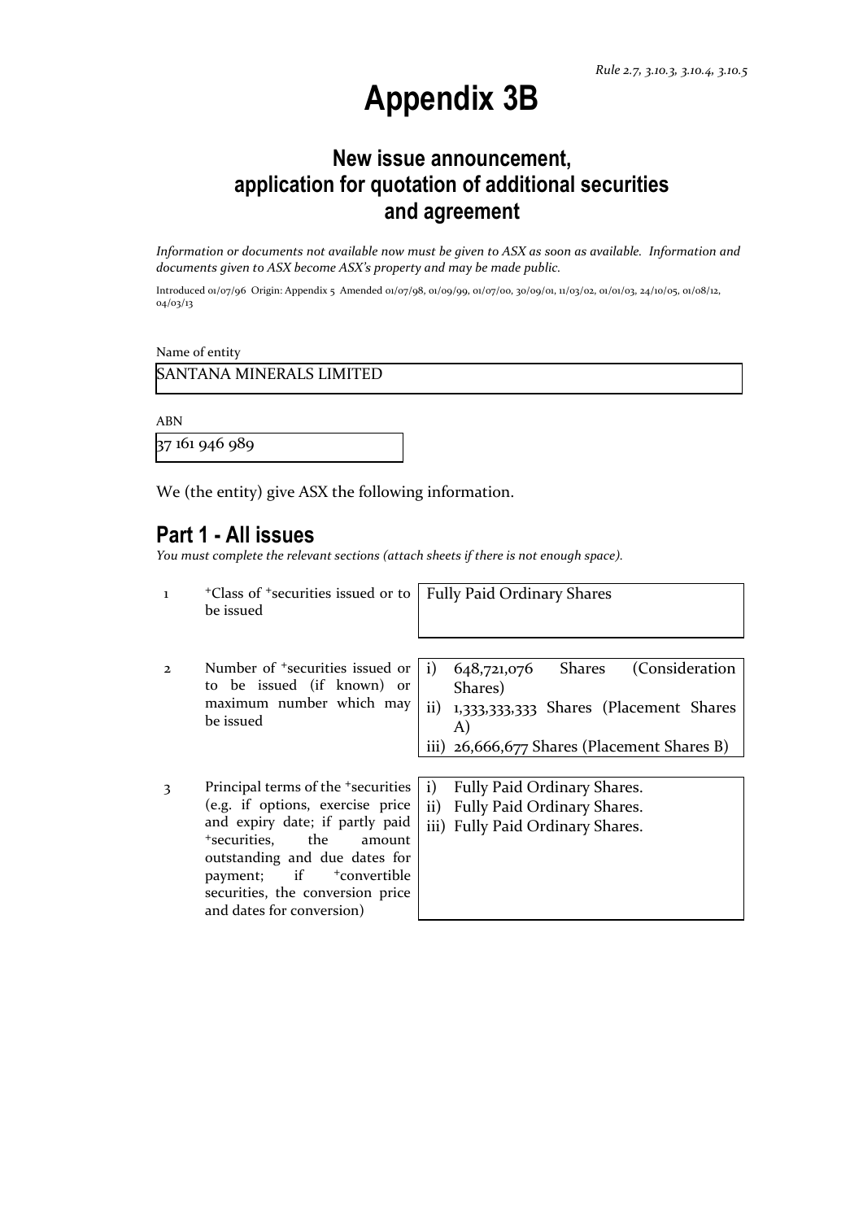*Rule 2.7, 3.10.3, 3.10.4, 3.10.5*

# Appendix 3B

## New issue announcement, application for quotation of additional securities and agreement

*Information or documents not available now must be given to ASX as soon as available. Information and documents given to ASX become ASX's property and may be made public.*

Introduced 01/07/96 Origin: Appendix 5 Amended 01/07/98, 01/09/99, 01/07/00, 30/09/01, 11/03/02, 01/01/03, 24/10/05, 01/08/12, 04/03/13

Name of entity

SANTANA MINERALS LIMITED

ABN

37 161 946 989

We (the entity) give ASX the following information.

## Part 1 - All issues

*You must complete the relevant sections (attach sheets if there is not enough space).*

| | | |
|---|---|---|
| 1 | +Class of +securities issued or to be issued | Fully Paid Ordinary Shares |
| 2 | Number of +securities issued or to be issued (if known) or maximum number which may be issued | i) 648,721,076 Shares (Consideration Shares)<br>ii) 1,333,333,333 Shares (Placement Shares A)<br>iii) 26,666,677 Shares (Placement Shares B) |
| 3 | Principal terms of the +securities (e.g. if options, exercise price and expiry date; if partly paid +securities, the amount outstanding and due dates for payment; if +convertible securities, the conversion price and dates for conversion) | i) Fully Paid Ordinary Shares.<br>ii) Fully Paid Ordinary Shares.<br>iii) Fully Paid Ordinary Shares. |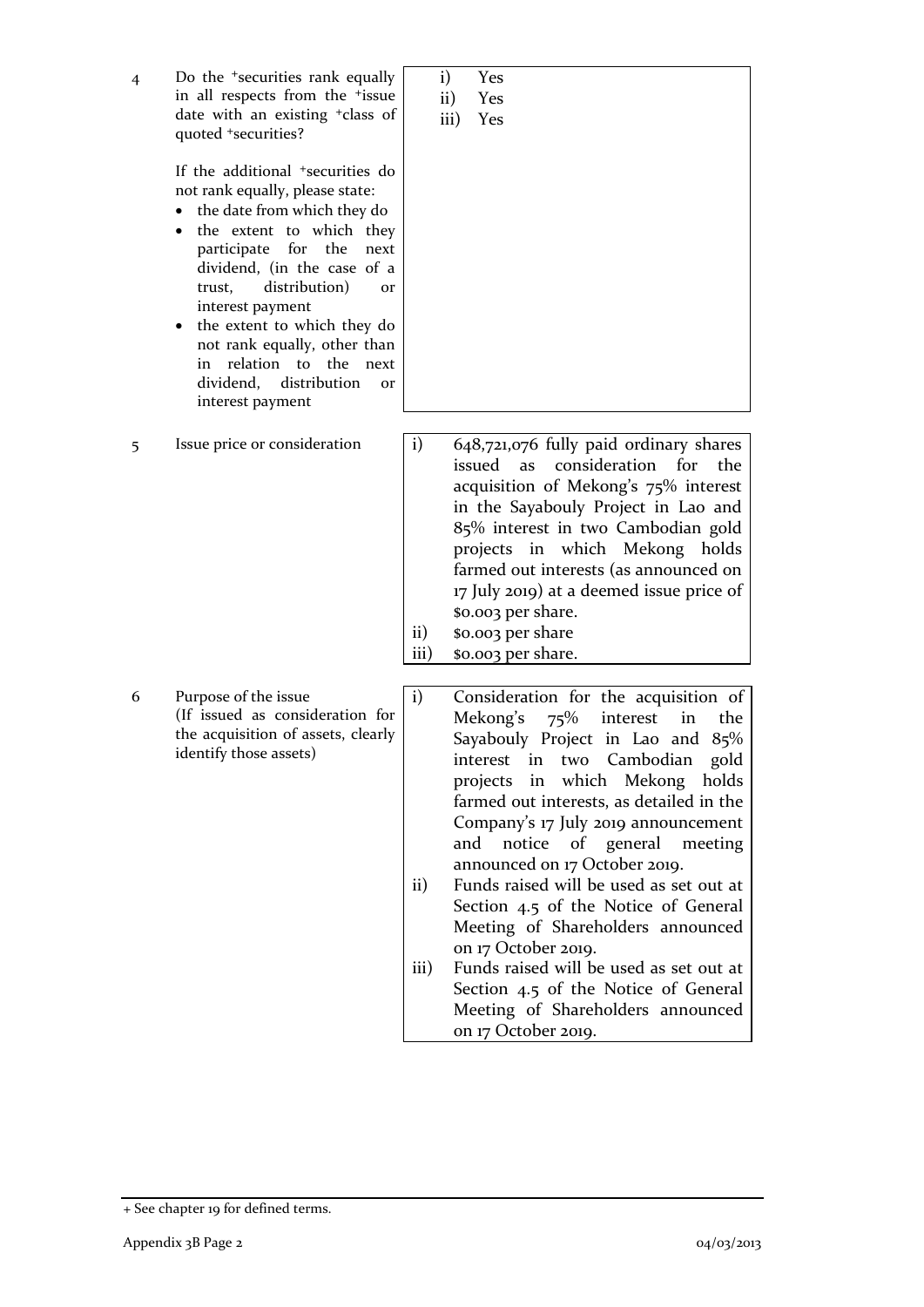| | | |
|---|---|---|
| 4 | Do the +securities rank equally in all respects from the +issue date with an existing +class of quoted +securities?<br><br>If the additional +securities do not rank equally, please state:<br>• the date from which they do<br>• the extent to which they participate for the next dividend, (in the case of a trust, distribution) or interest payment<br>• the extent to which they do not rank equally, other than in relation to the next dividend, distribution or interest payment | i) Yes<br>ii) Yes<br>iii) Yes |
| 5 | Issue price or consideration | i) 648,721,076 fully paid ordinary shares issued as consideration for the acquisition of Mekong's 75% interest in the Sayabouly Project in Lao and 85% interest in two Cambodian gold projects in which Mekong holds farmed out interests (as announced on 17 July 2019) at a deemed issue price of \$0.003 per share.<br>ii) \$0.003 per share<br>iii) \$0.003 per share. |
| 6 | Purpose of the issue<br>(If issued as consideration for the acquisition of assets, clearly identify those assets) | i) Consideration for the acquisition of Mekong's 75% interest in the Sayabouly Project in Lao and 85% interest in two Cambodian gold projects in which Mekong holds farmed out interests, as detailed in the Company's 17 July 2019 announcement and notice of general meeting announced on 17 October 2019.<br>ii) Funds raised will be used as set out at Section 4.5 of the Notice of General Meeting of Shareholders announced on 17 October 2019.<br>iii) Funds raised will be used as set out at Section 4.5 of the Notice of General Meeting of Shareholders announced on 17 October 2019. |

+ See chapter 19 for defined terms.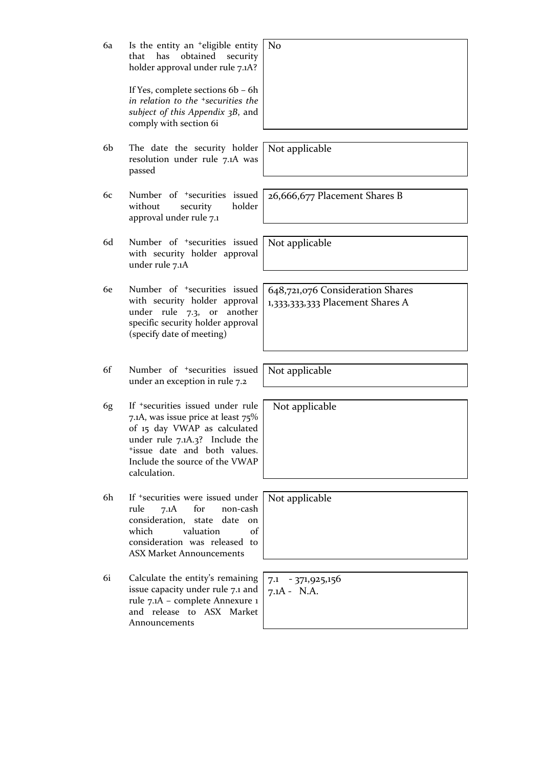| | | |
|---|---|---|
| 6a | Is the entity an +eligible entity that has obtained security holder approval under rule 7.1A?<br><br>If Yes, complete sections 6b – 6h *in relation to the +securities the subject of this Appendix 3B*, and comply with section 6i | No |
| 6b | The date the security holder resolution under rule 7.1A was passed | Not applicable |
| 6c | Number of +securities issued without security holder approval under rule 7.1 | 26,666,677 Placement Shares B |
| 6d | Number of +securities issued with security holder approval under rule 7.1A | Not applicable |
| 6e | Number of +securities issued with security holder approval under rule 7.3, or another specific security holder approval (specify date of meeting) | 648,721,076 Consideration Shares<br>1,333,333,333 Placement Shares A |
| 6f | Number of +securities issued under an exception in rule 7.2 | Not applicable |
| 6g | If +securities issued under rule 7.1A, was issue price at least 75% of 15 day VWAP as calculated under rule 7.1A.3? Include the +issue date and both values. Include the source of the VWAP calculation. | Not applicable |
| 6h | If +securities were issued under rule 7.1A for non-cash consideration, state date on which valuation of consideration was released to ASX Market Announcements | Not applicable |
| 6i | Calculate the entity's remaining issue capacity under rule 7.1 and rule 7.1A – complete Annexure 1 and release to ASX Market Announcements | 7.1 - 371,925,156<br>7.1A - N.A. |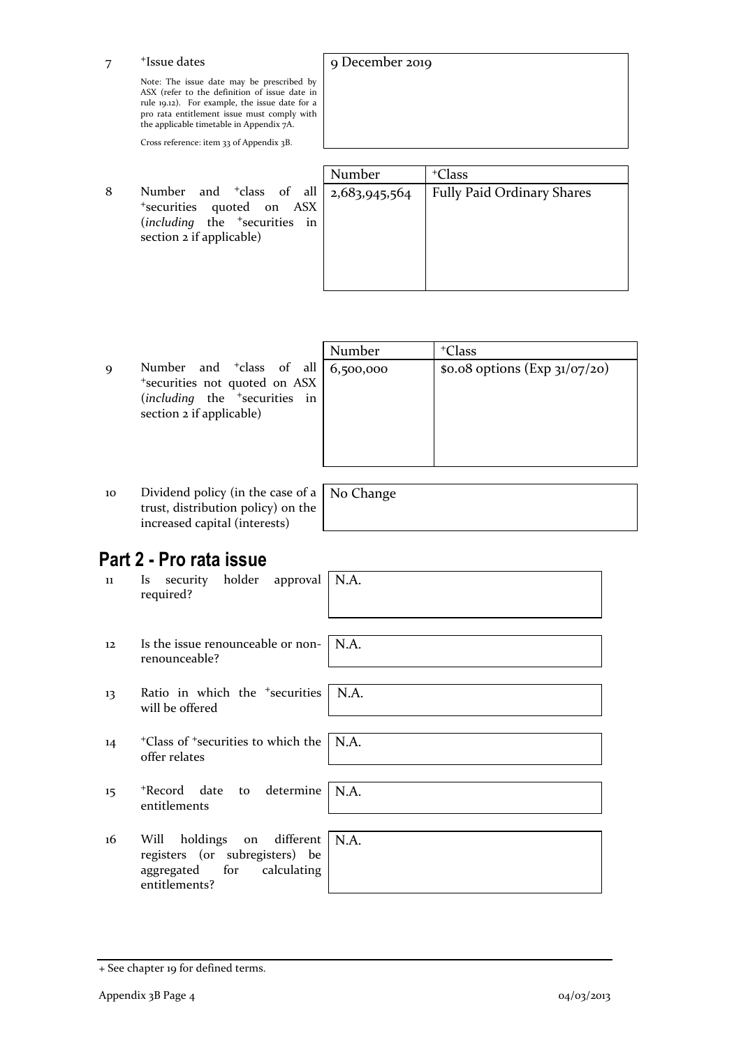| | | |
|---|---|---|
| 7 | [+]Issue dates<br><br>Note: The issue date may be prescribed by ASX (refer to the definition of issue date in rule 19.12). For example, the issue date for a pro rata entitlement issue must comply with the applicable timetable in Appendix 7A.<br><br>Cross reference: item 33 of Appendix 3B. | 9 December 2019 |

| | | Number | [+]Class |
|---|---|---|---|
| 8 | Number and [+]class of all [+]securities quoted on ASX (*including* the [+]securities in section 2 if applicable) | 2,683,945,564 | Fully Paid Ordinary Shares |

| | | Number | [+]Class |
|---|---|---|---|
| 9 | Number and [+]class of all [+]securities not quoted on ASX (*including* the [+]securities in section 2 if applicable) | 6,500,000 | $0.08 options (Exp 31/07/20) |

| | | |
|---|---|---|
| 10 | Dividend policy (in the case of a trust, distribution policy) on the increased capital (interests) | No Change |

## Part 2 - Pro rata issue

| | | |
|---|---|---|
| 11 | Is security holder approval required? | N.A. |
| 12 | Is the issue renounceable or non-renounceable? | N.A. |
| 13 | Ratio in which the [+]securities will be offered | N.A. |
| 14 | [+]Class of [+]securities to which the offer relates | N.A. |
| 15 | [+]Record date to determine entitlements | N.A. |
| 16 | Will holdings on different registers (or subregisters) be aggregated for calculating entitlements? | N.A. |

+ See chapter 19 for defined terms.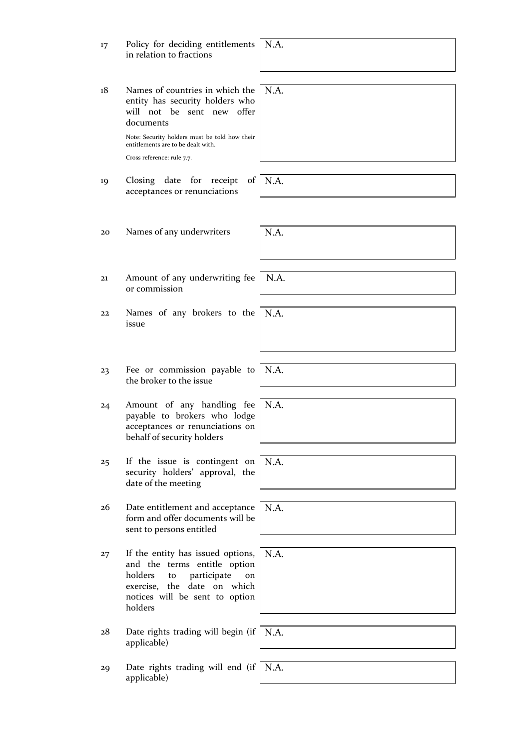| | | |
|---|---|---|
| 17 | Policy for deciding entitlements in relation to fractions | N.A. |
| 18 | Names of countries in which the entity has security holders who will not be sent new offer documents<br><br>Note: Security holders must be told how their entitlements are to be dealt with.<br><br>Cross reference: rule 7.7. | N.A. |
| 19 | Closing date for receipt of acceptances or renunciations | N.A. |
| 20 | Names of any underwriters | N.A. |
| 21 | Amount of any underwriting fee or commission | N.A. |
| 22 | Names of any brokers to the issue | N.A. |
| 23 | Fee or commission payable to the broker to the issue | N.A. |
| 24 | Amount of any handling fee payable to brokers who lodge acceptances or renunciations on behalf of security holders | N.A. |
| 25 | If the issue is contingent on security holders' approval, the date of the meeting | N.A. |
| 26 | Date entitlement and acceptance form and offer documents will be sent to persons entitled | N.A. |
| 27 | If the entity has issued options, and the terms entitle option holders to participate on exercise, the date on which notices will be sent to option holders | N.A. |
| 28 | Date rights trading will begin (if applicable) | N.A. |
| 29 | Date rights trading will end (if applicable) | N.A. |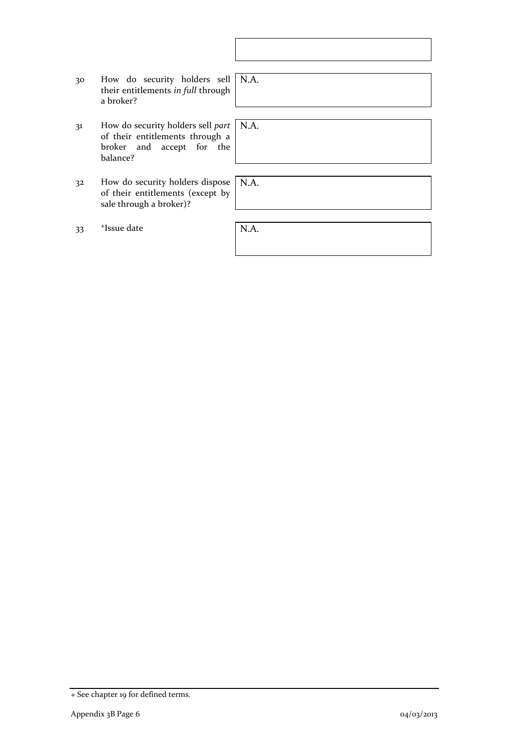| | | |
|---|---|---|
| 30 | How do security holders sell their entitlements *in full* through a broker? | N.A. |
| 31 | How do security holders sell *part* of their entitlements through a broker and accept for the balance? | N.A. |
| 32 | How do security holders dispose of their entitlements (except by sale through a broker)? | N.A. |
| 33 | +Issue date | N.A. |

+ See chapter 19 for defined terms.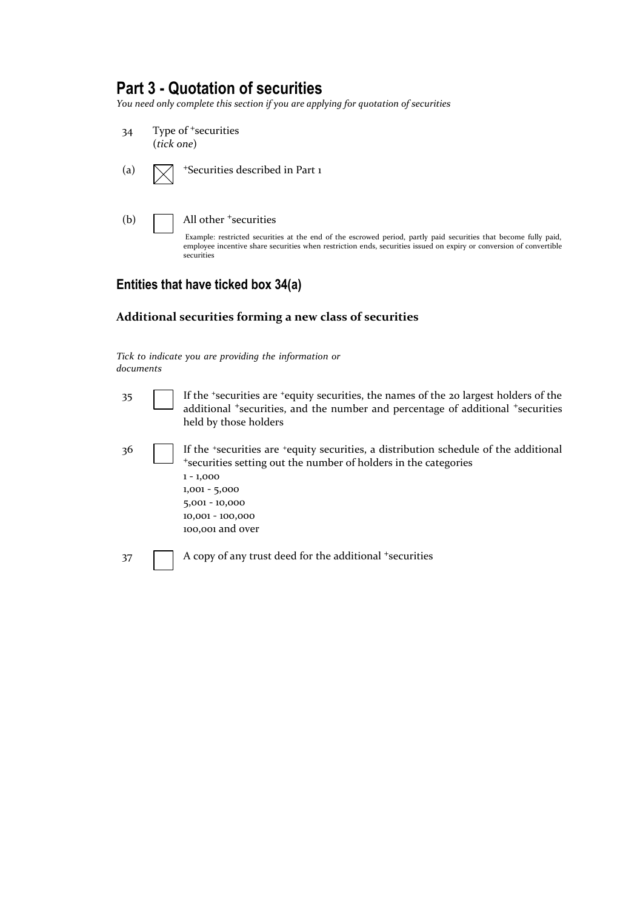## Part 3 - Quotation of securities

*You need only complete this section if you are applying for quotation of securities*

34 Type of +securities
(*tick one*)

(a) ☒ +Securities described in Part 1

(b) ☐ All other +securities

Example: restricted securities at the end of the escrowed period, partly paid securities that become fully paid, employee incentive share securities when restriction ends, securities issued on expiry or conversion of convertible securities

### Entities that have ticked box 34(a)

#### Additional securities forming a new class of securities

*Tick to indicate you are providing the information or documents*

35 ☐ If the +securities are +equity securities, the names of the 20 largest holders of the additional +securities, and the number and percentage of additional +securities held by those holders

36 ☐ If the +securities are +equity securities, a distribution schedule of the additional +securities setting out the number of holders in the categories
1 - 1,000
1,001 - 5,000
5,001 - 10,000
10,001 - 100,000
100,001 and over

37 ☐ A copy of any trust deed for the additional +securities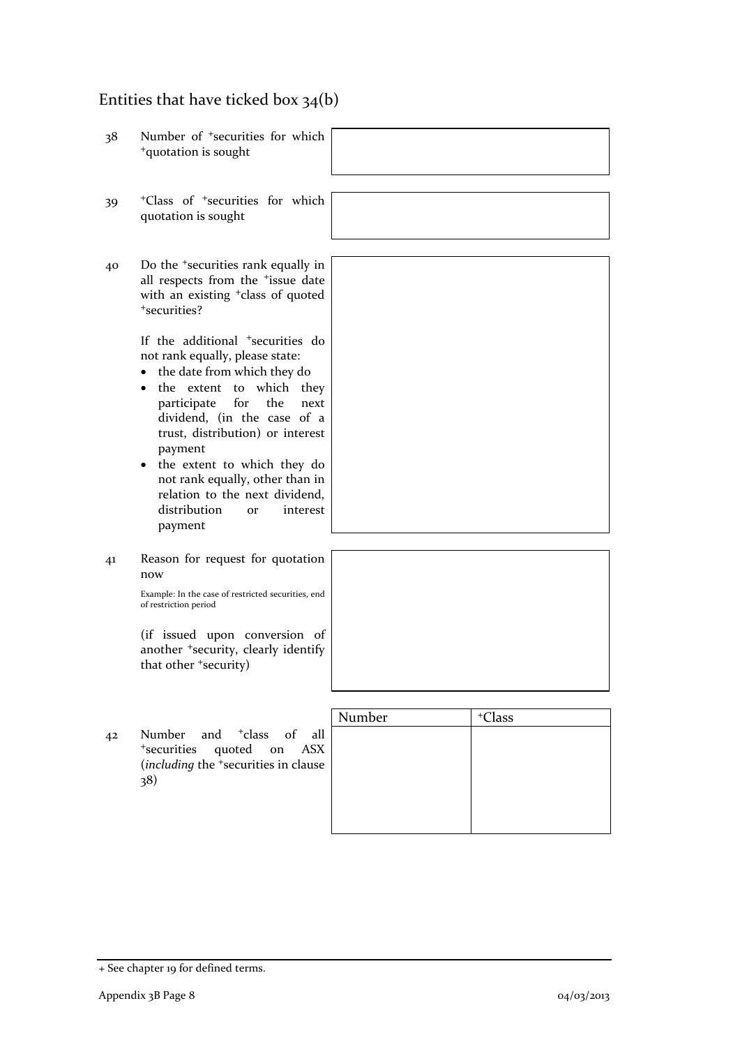## Entities that have ticked box 34(b)

| | | |
|---|---|---|
| 38 | Number of +securities for which +quotation is sought | |
| 39 | +Class of +securities for which quotation is sought | |
| 40 | Do the +securities rank equally in all respects from the +issue date with an existing +class of quoted +securities?<br><br>If the additional +securities do not rank equally, please state:<br>• the date from which they do<br>• the extent to which they participate for the next dividend, (in the case of a trust, distribution) or interest payment<br>• the extent to which they do not rank equally, other than in relation to the next dividend, distribution or interest payment | |
| 41 | Reason for request for quotation now<br><br>Example: In the case of restricted securities, end of restriction period<br><br>(if issued upon conversion of another +security, clearly identify that other +security) | |

42 Number and +class of all +securities quoted on ASX (*including* the +securities in clause 38)

| Number | +Class |
|---|---|
| | |

+ See chapter 19 for defined terms.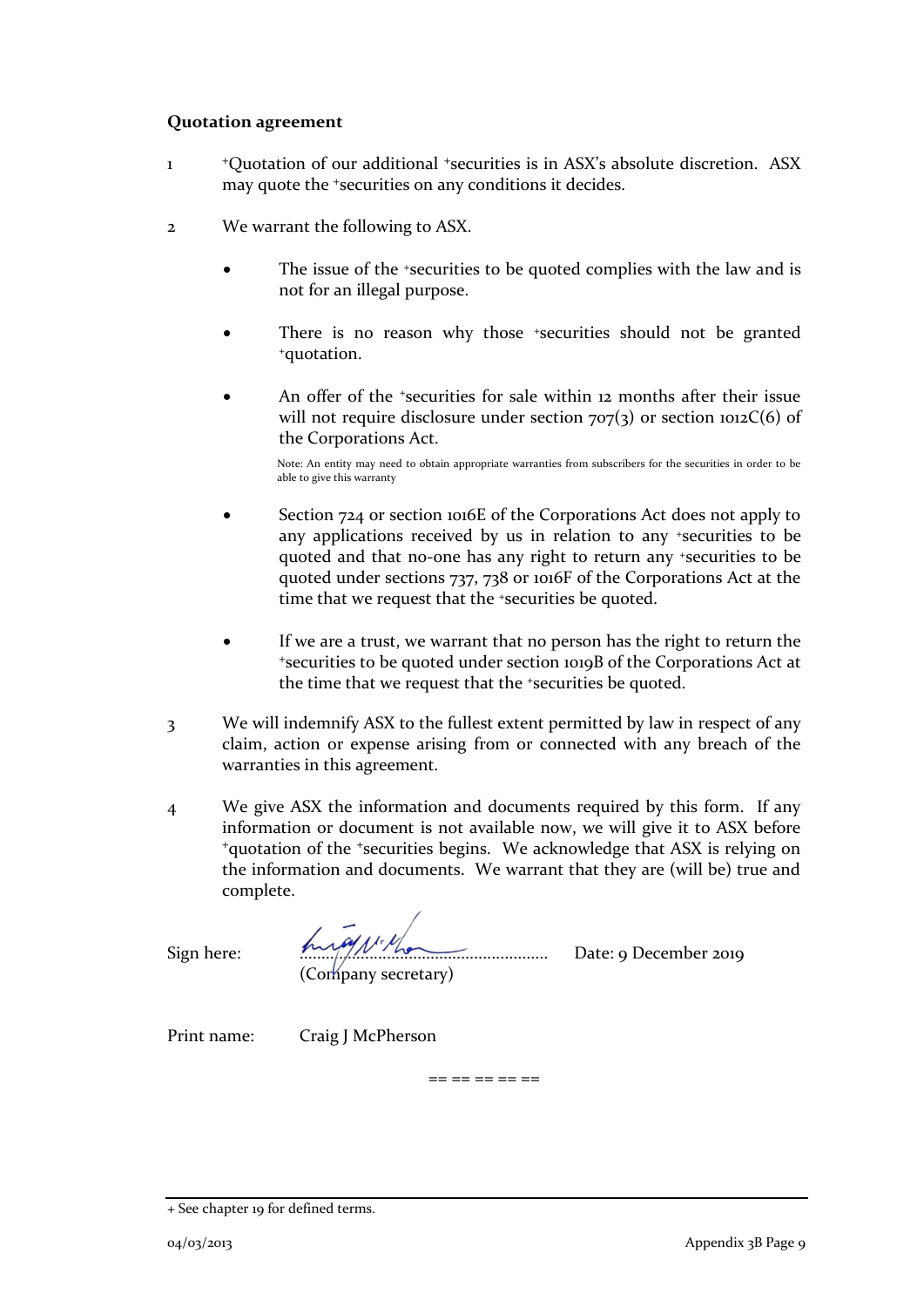**Quotation agreement**

1 +Quotation of our additional +securities is in ASX's absolute discretion. ASX may quote the +securities on any conditions it decides.

2 We warrant the following to ASX.

- The issue of the +securities to be quoted complies with the law and is not for an illegal purpose.
- There is no reason why those +securities should not be granted +quotation.
- An offer of the +securities for sale within 12 months after their issue will not require disclosure under section 707(3) or section 1012C(6) of the Corporations Act.

  Note: An entity may need to obtain appropriate warranties from subscribers for the securities in order to be able to give this warranty

- Section 724 or section 1016E of the Corporations Act does not apply to any applications received by us in relation to any +securities to be quoted and that no-one has any right to return any +securities to be quoted under sections 737, 738 or 1016F of the Corporations Act at the time that we request that the +securities be quoted.
- If we are a trust, we warrant that no person has the right to return the +securities to be quoted under section 1019B of the Corporations Act at the time that we request that the +securities be quoted.

3 We will indemnify ASX to the fullest extent permitted by law in respect of any claim, action or expense arising from or connected with any breach of the warranties in this agreement.

4 We give ASX the information and documents required by this form. If any information or document is not available now, we will give it to ASX before +quotation of the +securities begins. We acknowledge that ASX is relying on the information and documents. We warrant that they are (will be) true and complete.

Sign here: ............................................................ Date: 9 December 2019
(Company secretary)

Print name: Craig J McPherson

== == == == ==

+ See chapter 19 for defined terms.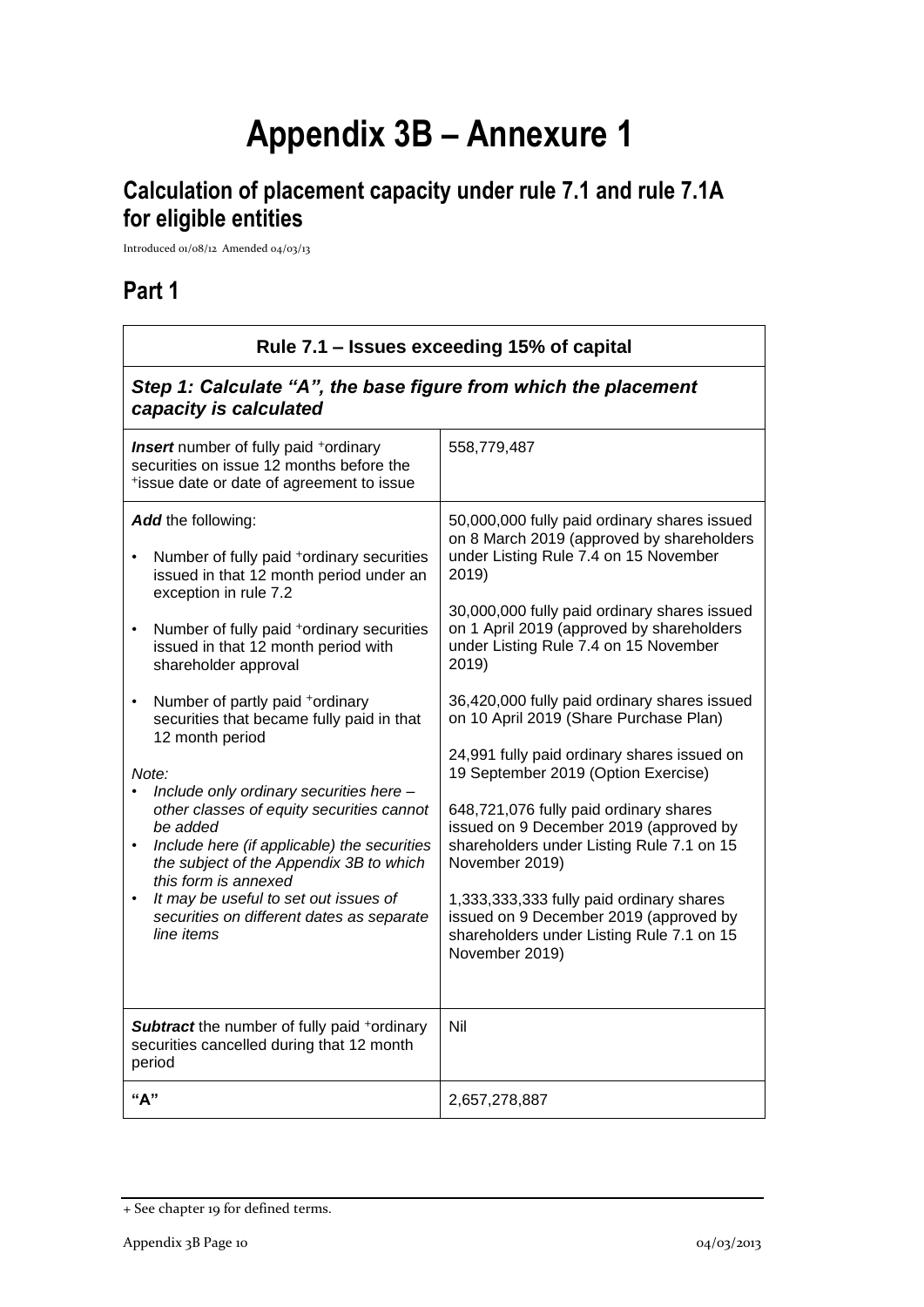# Appendix 3B – Annexure 1

## Calculation of placement capacity under rule 7.1 and rule 7.1A for eligible entities

Introduced 01/08/12 Amended 04/03/13

## Part 1

| Rule 7.1 – Issues exceeding 15% of capital | |
|---|---|
| ***Step 1: Calculate "A", the base figure from which the placement capacity is calculated*** | |
| ***Insert*** number of fully paid +ordinary securities on issue 12 months before the +issue date or date of agreement to issue | 558,779,487 |
| ***Add*** the following:<br><br>• Number of fully paid +ordinary securities issued in that 12 month period under an exception in rule 7.2<br>• Number of fully paid +ordinary securities issued in that 12 month period with shareholder approval<br>• Number of partly paid +ordinary securities that became fully paid in that 12 month period<br><br>*Note:*<br>• *Include only ordinary securities here – other classes of equity securities cannot be added*<br>• *Include here (if applicable) the securities the subject of the Appendix 3B to which this form is annexed*<br>• *It may be useful to set out issues of securities on different dates as separate line items* | 50,000,000 fully paid ordinary shares issued on 8 March 2019 (approved by shareholders under Listing Rule 7.4 on 15 November 2019)<br><br>30,000,000 fully paid ordinary shares issued on 1 April 2019 (approved by shareholders under Listing Rule 7.4 on 15 November 2019)<br><br>36,420,000 fully paid ordinary shares issued on 10 April 2019 (Share Purchase Plan)<br><br>24,991 fully paid ordinary shares issued on 19 September 2019 (Option Exercise)<br><br>648,721,076 fully paid ordinary shares issued on 9 December 2019 (approved by shareholders under Listing Rule 7.1 on 15 November 2019)<br><br>1,333,333,333 fully paid ordinary shares issued on 9 December 2019 (approved by shareholders under Listing Rule 7.1 on 15 November 2019) |
| ***Subtract*** the number of fully paid +ordinary securities cancelled during that 12 month period | Nil |
| **"A"** | 2,657,278,887 |

+ See chapter 19 for defined terms.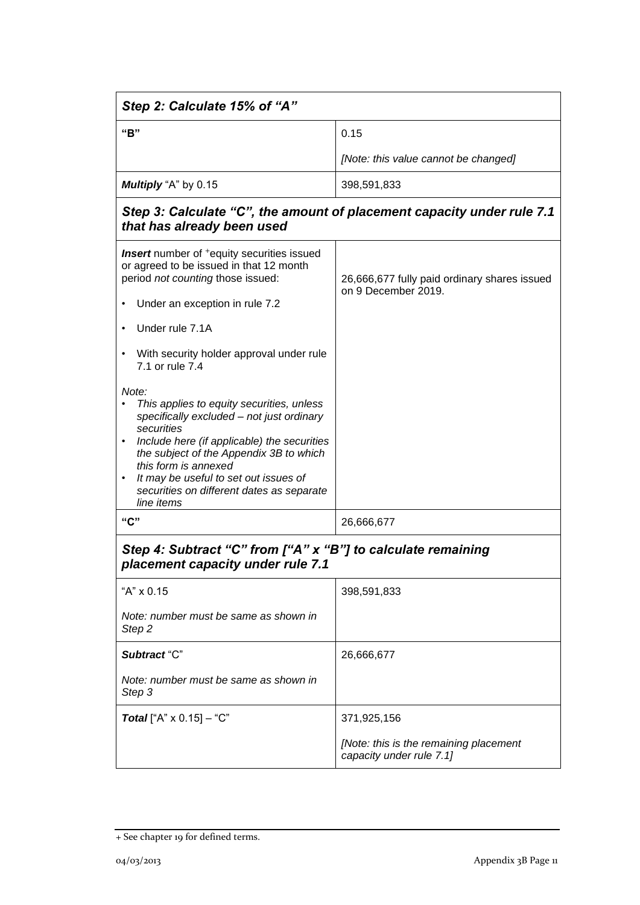| **Step 2: Calculate 15% of "A"** | |
|---|---|
| **"B"** | 0.15<br><br>*[Note: this value cannot be changed]* |
| ***Multiply*** "A" by 0.15 | 398,591,833 |
| **Step 3: Calculate "C", the amount of placement capacity under rule 7.1 that has already been used** | |
| ***Insert*** number of +equity securities issued or agreed to be issued in that 12 month period *not counting* those issued:<br><br>• Under an exception in rule 7.2<br><br>• Under rule 7.1A<br><br>• With security holder approval under rule 7.1 or rule 7.4<br><br>*Note:*<br>• *This applies to equity securities, unless specifically excluded – not just ordinary securities*<br>• *Include here (if applicable) the securities the subject of the Appendix 3B to which this form is annexed*<br>• *It may be useful to set out issues of securities on different dates as separate line items* | 26,666,677 fully paid ordinary shares issued on 9 December 2019. |
| **"C"** | 26,666,677 |
| **Step 4: Subtract "C" from ["A" x "B"] to calculate remaining placement capacity under rule 7.1** | |
| "A" x 0.15<br><br>*Note: number must be same as shown in Step 2* | 398,591,833 |
| ***Subtract*** "C"<br><br>*Note: number must be same as shown in Step 3* | 26,666,677 |
| ***Total*** ["A" x 0.15] – "C" | 371,925,156<br><br>*[Note: this is the remaining placement capacity under rule 7.1]* |

+ See chapter 19 for defined terms.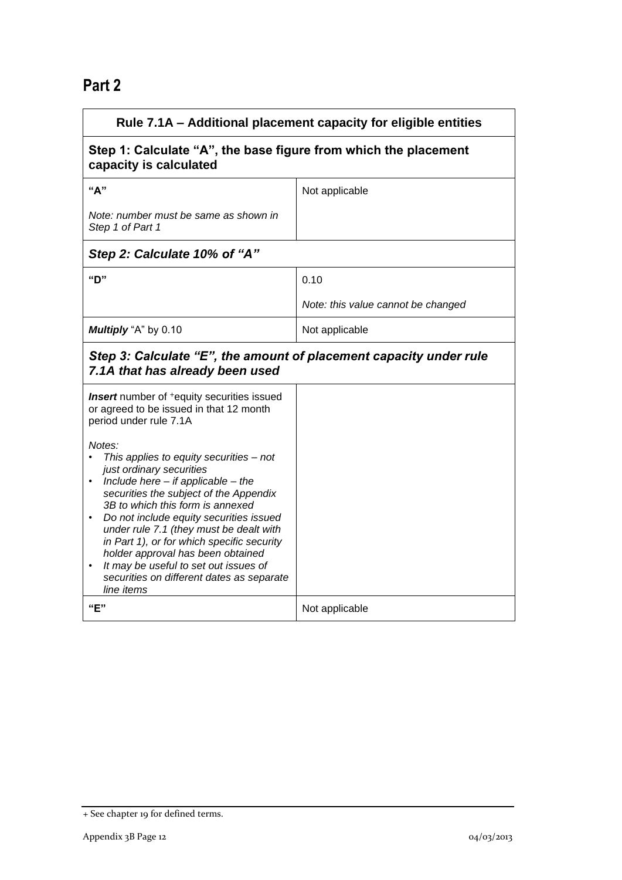## Part 2

| Rule 7.1A – Additional placement capacity for eligible entities | |
|---|---|
| **Step 1: Calculate "A", the base figure from which the placement capacity is calculated** | |
| **"A"**<br><br>*Note: number must be same as shown in Step 1 of Part 1* | Not applicable |
| ***Step 2: Calculate 10% of "A"*** | |
| **"D"** | 0.10<br><br>*Note: this value cannot be changed* |
| ***Multiply*** "A" by 0.10 | Not applicable |
| ***Step 3: Calculate "E", the amount of placement capacity under rule 7.1A that has already been used*** | |
| ***Insert*** number of +equity securities issued or agreed to be issued in that 12 month period under rule 7.1A<br><br>*Notes:*<br>• *This applies to equity securities – not just ordinary securities*<br>• *Include here – if applicable – the securities the subject of the Appendix 3B to which this form is annexed*<br>• *Do not include equity securities issued under rule 7.1 (they must be dealt with in Part 1), or for which specific security holder approval has been obtained*<br>• *It may be useful to set out issues of securities on different dates as separate line items* | |
| **"E"** | Not applicable |

+ See chapter 19 for defined terms.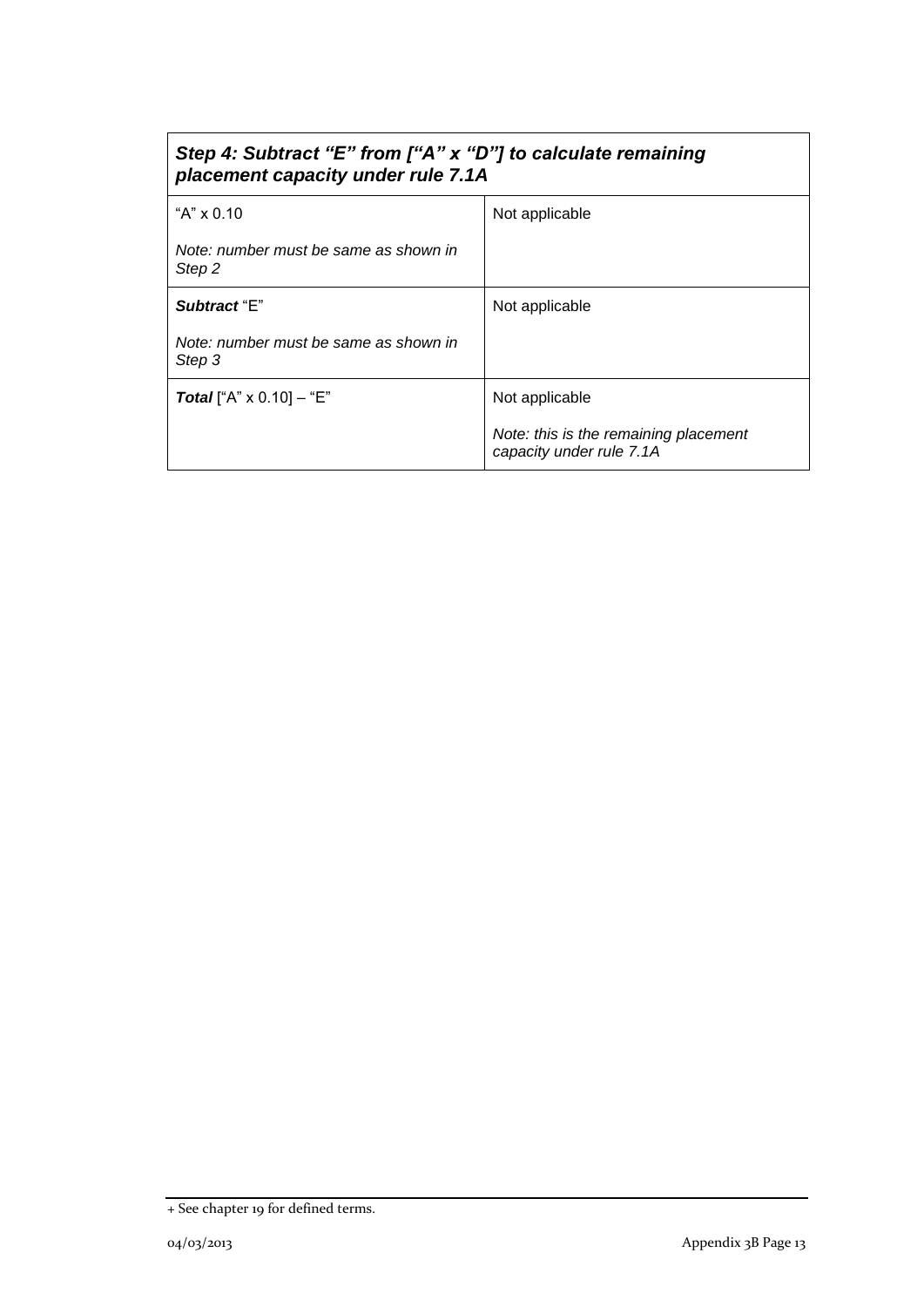| *Step 4: Subtract "E" from ["A" x "D"] to calculate remaining placement capacity under rule 7.1A* | |
|---|---|
| "A" x 0.10<br><br>*Note: number must be same as shown in Step 2* | Not applicable |
| ***Subtract*** "E"<br><br>*Note: number must be same as shown in Step 3* | Not applicable |
| ***Total*** ["A" x 0.10] – "E" | Not applicable<br><br>*Note: this is the remaining placement capacity under rule 7.1A* |

+ See chapter 19 for defined terms.

04/03/2013